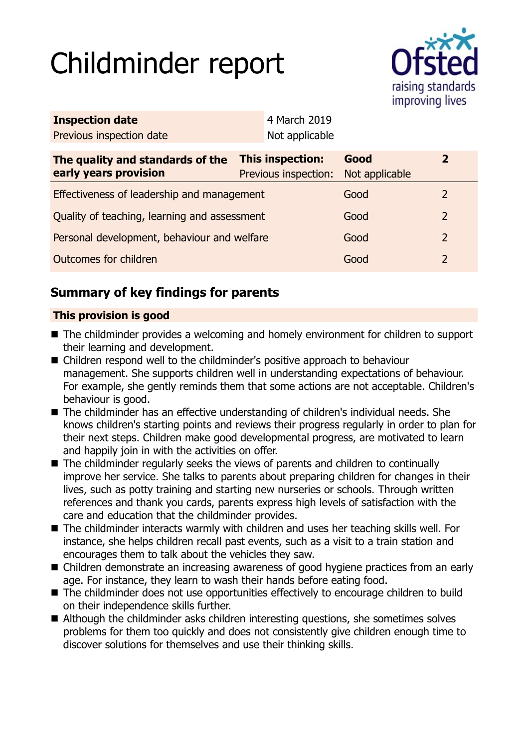# Childminder report

| Inspection date | 4 March 2019 |
| --- | --- |
| Previous inspection date | Not applicable |

| The quality and standards of the early years provision | This inspection: | Good | 2 |
| --- | --- | --- | --- |
| | Previous inspection: | Not applicable | |
| Effectiveness of leadership and management | | Good | 2 |
| Quality of teaching, learning and assessment | | Good | 2 |
| Personal development, behaviour and welfare | | Good | 2 |
| Outcomes for children | | Good | 2 |

## Summary of key findings for parents

**This provision is good**

- The childminder provides a welcoming and homely environment for children to support their learning and development.
- Children respond well to the childminder's positive approach to behaviour management. She supports children well in understanding expectations of behaviour. For example, she gently reminds them that some actions are not acceptable. Children's behaviour is good.
- The childminder has an effective understanding of children's individual needs. She knows children's starting points and reviews their progress regularly in order to plan for their next steps. Children make good developmental progress, are motivated to learn and happily join in with the activities on offer.
- The childminder regularly seeks the views of parents and children to continually improve her service. She talks to parents about preparing children for changes in their lives, such as potty training and starting new nurseries or schools. Through written references and thank you cards, parents express high levels of satisfaction with the care and education that the childminder provides.
- The childminder interacts warmly with children and uses her teaching skills well. For instance, she helps children recall past events, such as a visit to a train station and encourages them to talk about the vehicles they saw.
- Children demonstrate an increasing awareness of good hygiene practices from an early age. For instance, they learn to wash their hands before eating food.
- The childminder does not use opportunities effectively to encourage children to build on their independence skills further.
- Although the childminder asks children interesting questions, she sometimes solves problems for them too quickly and does not consistently give children enough time to discover solutions for themselves and use their thinking skills.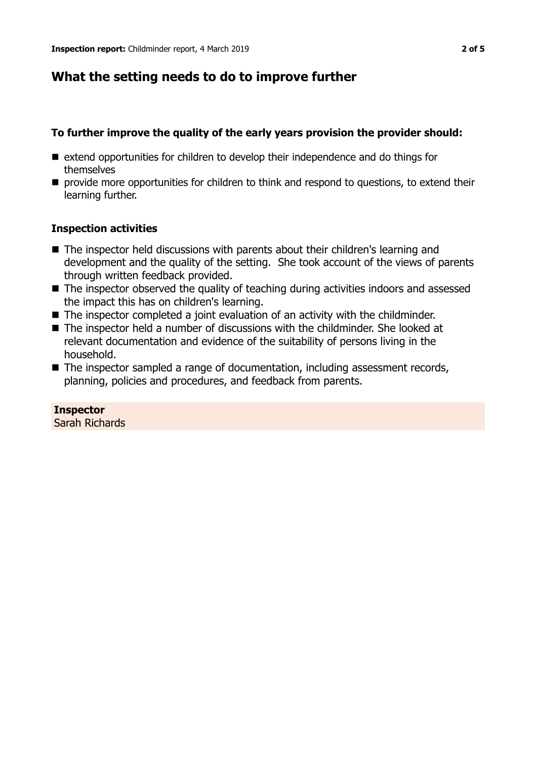## What the setting needs to do to improve further

### To further improve the quality of the early years provision the provider should:

- extend opportunities for children to develop their independence and do things for themselves
- provide more opportunities for children to think and respond to questions, to extend their learning further.

### Inspection activities

- The inspector held discussions with parents about their children's learning and development and the quality of the setting. She took account of the views of parents through written feedback provided.
- The inspector observed the quality of teaching during activities indoors and assessed the impact this has on children's learning.
- The inspector completed a joint evaluation of an activity with the childminder.
- The inspector held a number of discussions with the childminder. She looked at relevant documentation and evidence of the suitability of persons living in the household.
- The inspector sampled a range of documentation, including assessment records, planning, policies and procedures, and feedback from parents.

**Inspector**
Sarah Richards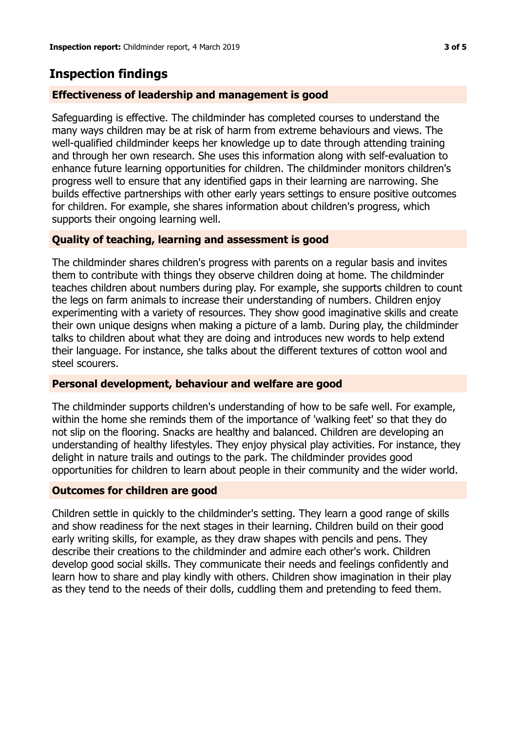## Inspection findings

### Effectiveness of leadership and management is good

Safeguarding is effective. The childminder has completed courses to understand the many ways children may be at risk of harm from extreme behaviours and views. The well-qualified childminder keeps her knowledge up to date through attending training and through her own research. She uses this information along with self-evaluation to enhance future learning opportunities for children. The childminder monitors children's progress well to ensure that any identified gaps in their learning are narrowing. She builds effective partnerships with other early years settings to ensure positive outcomes for children. For example, she shares information about children's progress, which supports their ongoing learning well.

### Quality of teaching, learning and assessment is good

The childminder shares children's progress with parents on a regular basis and invites them to contribute with things they observe children doing at home. The childminder teaches children about numbers during play. For example, she supports children to count the legs on farm animals to increase their understanding of numbers. Children enjoy experimenting with a variety of resources. They show good imaginative skills and create their own unique designs when making a picture of a lamb. During play, the childminder talks to children about what they are doing and introduces new words to help extend their language. For instance, she talks about the different textures of cotton wool and steel scourers.

### Personal development, behaviour and welfare are good

The childminder supports children's understanding of how to be safe well. For example, within the home she reminds them of the importance of 'walking feet' so that they do not slip on the flooring. Snacks are healthy and balanced. Children are developing an understanding of healthy lifestyles. They enjoy physical play activities. For instance, they delight in nature trails and outings to the park. The childminder provides good opportunities for children to learn about people in their community and the wider world.

### Outcomes for children are good

Children settle in quickly to the childminder's setting. They learn a good range of skills and show readiness for the next stages in their learning. Children build on their good early writing skills, for example, as they draw shapes with pencils and pens. They describe their creations to the childminder and admire each other's work. Children develop good social skills. They communicate their needs and feelings confidently and learn how to share and play kindly with others. Children show imagination in their play as they tend to the needs of their dolls, cuddling them and pretending to feed them.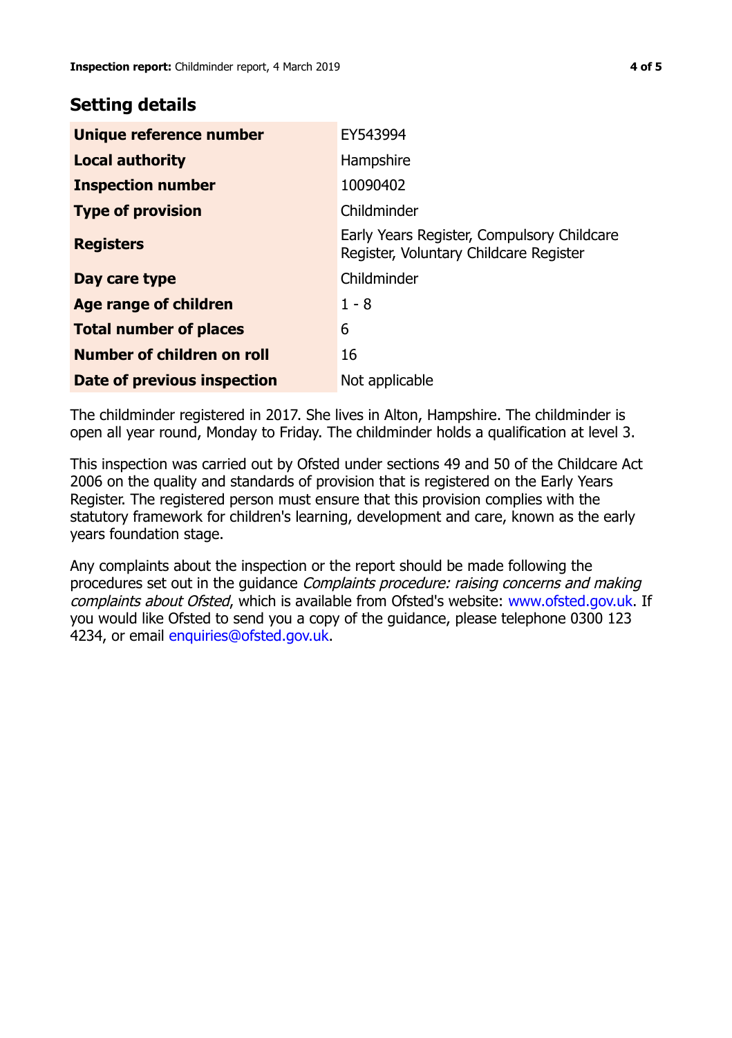## Setting details

| | |
|---|---|
| **Unique reference number** | EY543994 |
| **Local authority** | Hampshire |
| **Inspection number** | 10090402 |
| **Type of provision** | Childminder |
| **Registers** | Early Years Register, Compulsory Childcare Register, Voluntary Childcare Register |
| **Day care type** | Childminder |
| **Age range of children** | 1 - 8 |
| **Total number of places** | 6 |
| **Number of children on roll** | 16 |
| **Date of previous inspection** | Not applicable |

The childminder registered in 2017. She lives in Alton, Hampshire. The childminder is open all year round, Monday to Friday. The childminder holds a qualification at level 3.

This inspection was carried out by Ofsted under sections 49 and 50 of the Childcare Act 2006 on the quality and standards of provision that is registered on the Early Years Register. The registered person must ensure that this provision complies with the statutory framework for children's learning, development and care, known as the early years foundation stage.

Any complaints about the inspection or the report should be made following the procedures set out in the guidance *Complaints procedure: raising concerns and making complaints about Ofsted*, which is available from Ofsted's website: www.ofsted.gov.uk. If you would like Ofsted to send you a copy of the guidance, please telephone 0300 123 4234, or email enquiries@ofsted.gov.uk.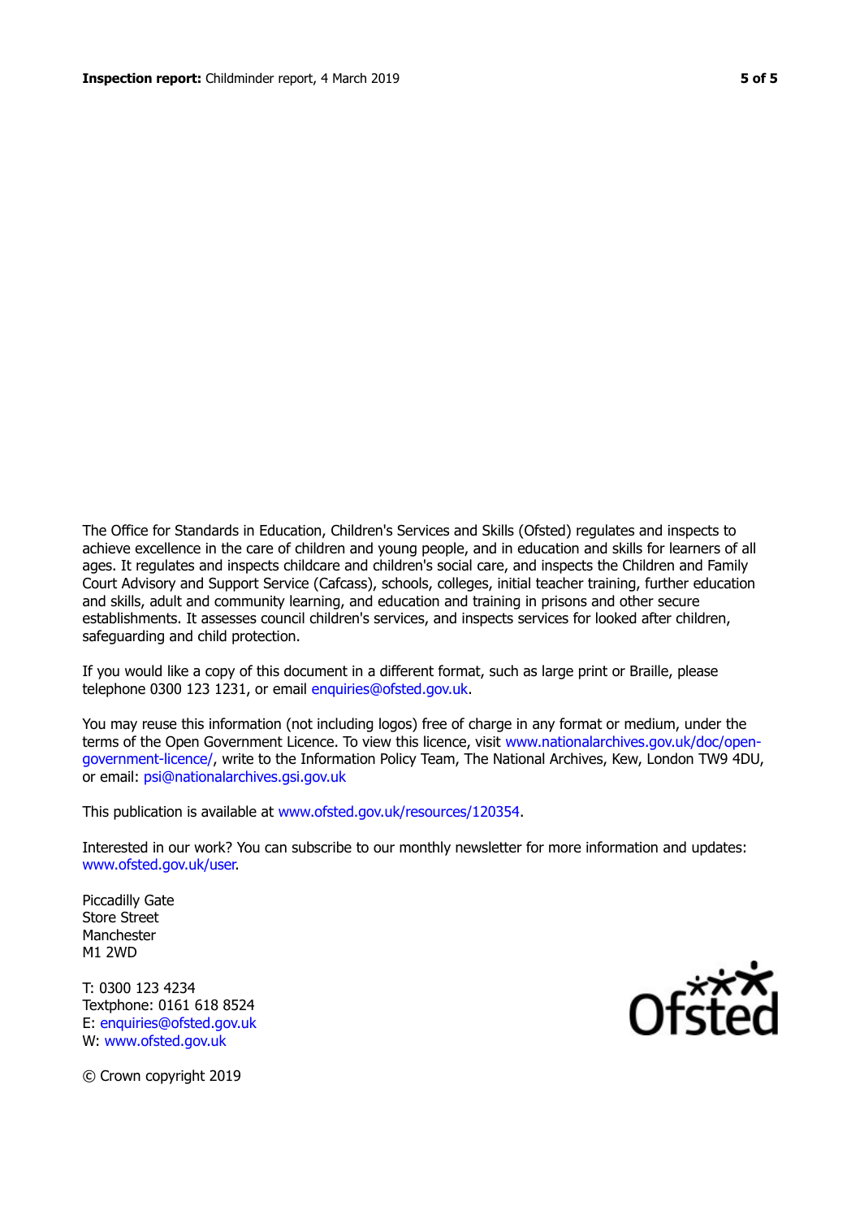The Office for Standards in Education, Children's Services and Skills (Ofsted) regulates and inspects to achieve excellence in the care of children and young people, and in education and skills for learners of all ages. It regulates and inspects childcare and children's social care, and inspects the Children and Family Court Advisory and Support Service (Cafcass), schools, colleges, initial teacher training, further education and skills, adult and community learning, and education and training in prisons and other secure establishments. It assesses council children's services, and inspects services for looked after children, safeguarding and child protection.

If you would like a copy of this document in a different format, such as large print or Braille, please telephone 0300 123 1231, or email enquiries@ofsted.gov.uk.

You may reuse this information (not including logos) free of charge in any format or medium, under the terms of the Open Government Licence. To view this licence, visit www.nationalarchives.gov.uk/doc/open-government-licence/, write to the Information Policy Team, The National Archives, Kew, London TW9 4DU, or email: psi@nationalarchives.gsi.gov.uk

This publication is available at www.ofsted.gov.uk/resources/120354.

Interested in our work? You can subscribe to our monthly newsletter for more information and updates: www.ofsted.gov.uk/user.

Piccadilly Gate
Store Street
Manchester
M1 2WD

T: 0300 123 4234
Textphone: 0161 618 8524
E: enquiries@ofsted.gov.uk
W: www.ofsted.gov.uk

© Crown copyright 2019

Ofsted